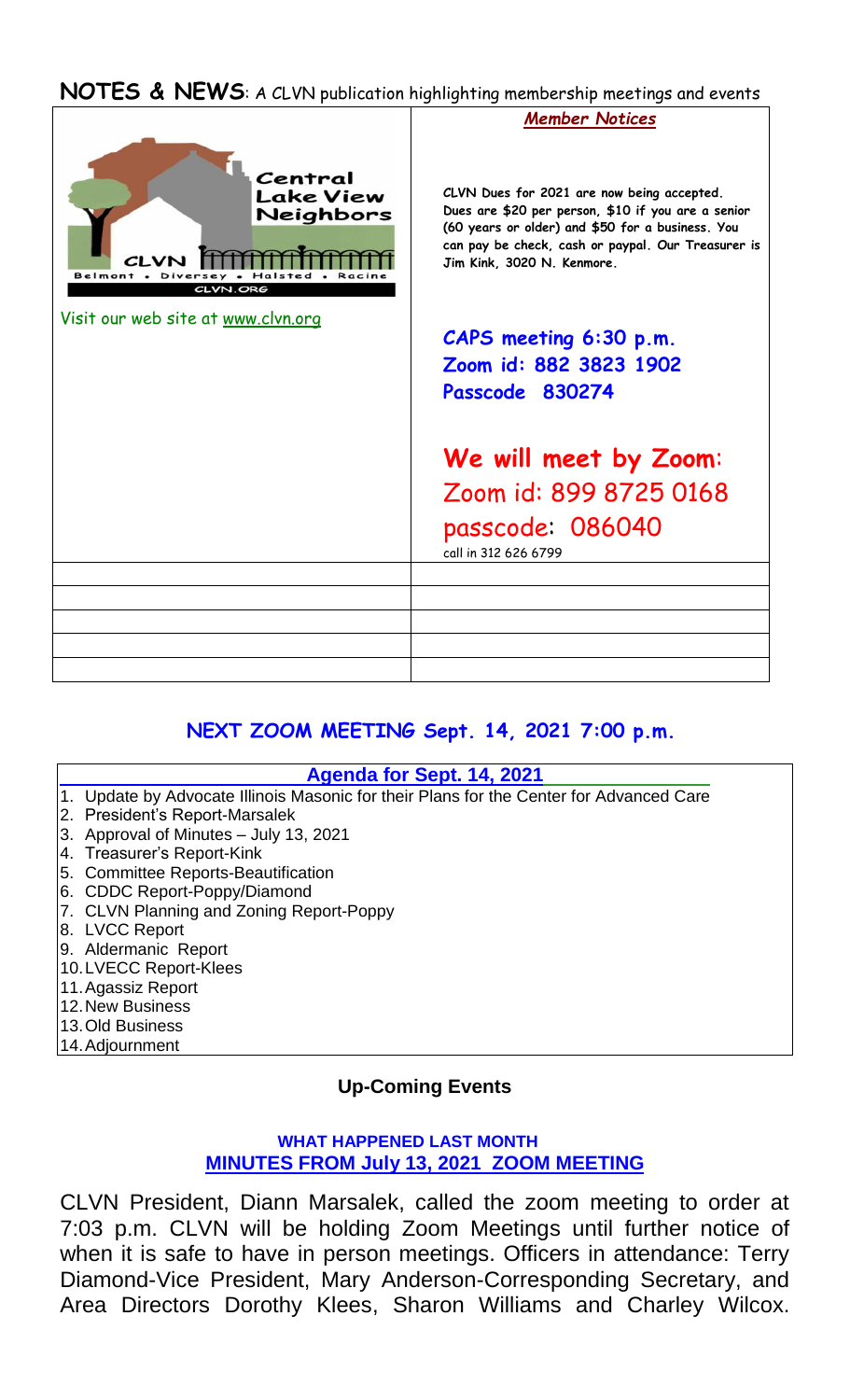**NOTES & NEWS**: A CLVN publication highlighting membership meetings and events

Central Lake View Neighbors

CLVN

Belmont • Diversey • Halsted • Racine

CLVN.ORG

Visit our web site at www.clvn.org

***Member Notices***

**CLVN Dues for 2021 are now being accepted. Dues are $20 per person, $10 if you are a senior (60 years or older) and $50 for a business. You can pay be check, cash or paypal. Our Treasurer is Jim Kink, 3020 N. Kenmore.**

**CAPS meeting 6:30 p.m.**
**Zoom id: 882 3823 1902**
**Passcode 830274**

**We will meet by Zoom**:
Zoom id: 899 8725 0168
passcode: 086040
call in 312 626 6799

## NEXT ZOOM MEETING Sept. 14, 2021 7:00 p.m.

**Agenda for Sept. 14, 2021**

1. Update by Advocate Illinois Masonic for their Plans for the Center for Advanced Care
2. President's Report-Marsalek
3. Approval of Minutes – July 13, 2021
4. Treasurer's Report-Kink
5. Committee Reports-Beautification
6. CDDC Report-Poppy/Diamond
7. CLVN Planning and Zoning Report-Poppy
8. LVCC Report
9. Aldermanic Report
10. LVECC Report-Klees
11. Agassiz Report
12. New Business
13. Old Business
14. Adjournment

### Up-Coming Events

**WHAT HAPPENED LAST MONTH**

**MINUTES FROM July 13, 2021 ZOOM MEETING**

CLVN President, Diann Marsalek, called the zoom meeting to order at 7:03 p.m. CLVN will be holding Zoom Meetings until further notice of when it is safe to have in person meetings. Officers in attendance: Terry Diamond-Vice President, Mary Anderson-Corresponding Secretary, and Area Directors Dorothy Klees, Sharon Williams and Charley Wilcox.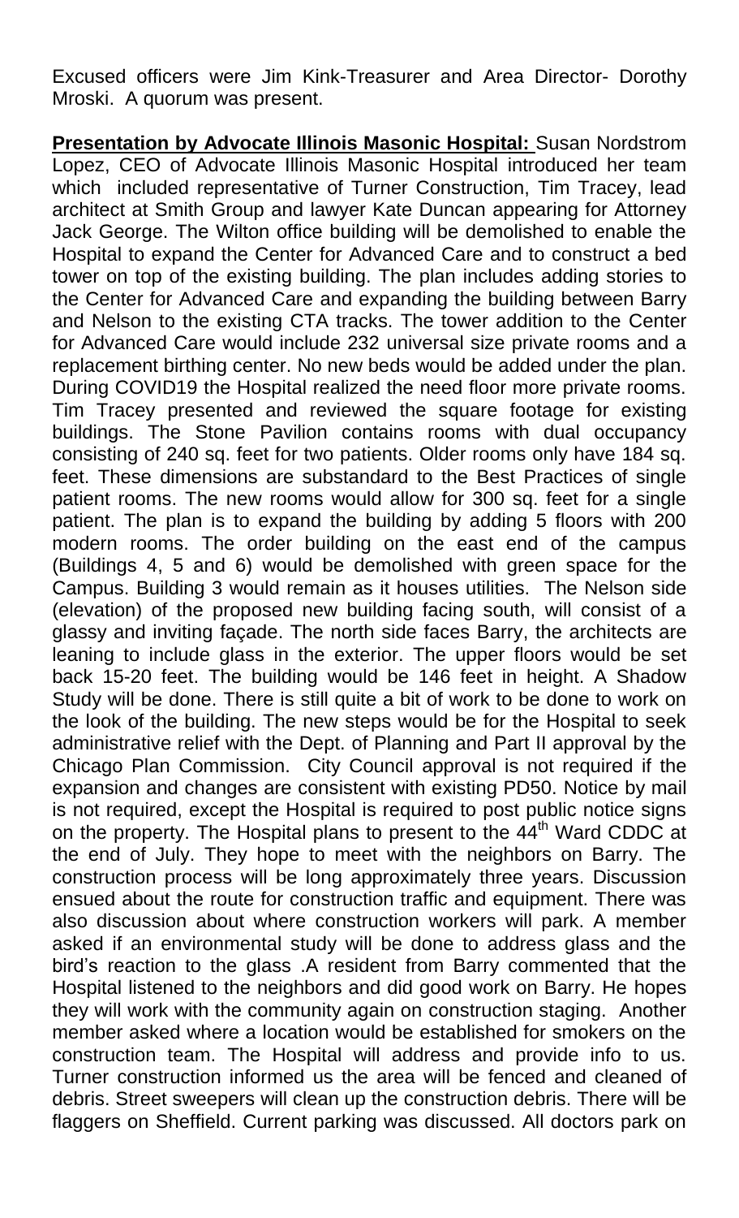Excused officers were Jim Kink-Treasurer and Area Director- Dorothy Mroski. A quorum was present.

**Presentation by Advocate Illinois Masonic Hospital:** Susan Nordstrom Lopez, CEO of Advocate Illinois Masonic Hospital introduced her team which included representative of Turner Construction, Tim Tracey, lead architect at Smith Group and lawyer Kate Duncan appearing for Attorney Jack George. The Wilton office building will be demolished to enable the Hospital to expand the Center for Advanced Care and to construct a bed tower on top of the existing building. The plan includes adding stories to the Center for Advanced Care and expanding the building between Barry and Nelson to the existing CTA tracks. The tower addition to the Center for Advanced Care would include 232 universal size private rooms and a replacement birthing center. No new beds would be added under the plan. During COVID19 the Hospital realized the need floor more private rooms. Tim Tracey presented and reviewed the square footage for existing buildings. The Stone Pavilion contains rooms with dual occupancy consisting of 240 sq. feet for two patients. Older rooms only have 184 sq. feet. These dimensions are substandard to the Best Practices of single patient rooms. The new rooms would allow for 300 sq. feet for a single patient. The plan is to expand the building by adding 5 floors with 200 modern rooms. The order building on the east end of the campus (Buildings 4, 5 and 6) would be demolished with green space for the Campus. Building 3 would remain as it houses utilities. The Nelson side (elevation) of the proposed new building facing south, will consist of a glassy and inviting façade. The north side faces Barry, the architects are leaning to include glass in the exterior. The upper floors would be set back 15-20 feet. The building would be 146 feet in height. A Shadow Study will be done. There is still quite a bit of work to be done to work on the look of the building. The new steps would be for the Hospital to seek administrative relief with the Dept. of Planning and Part II approval by the Chicago Plan Commission. City Council approval is not required if the expansion and changes are consistent with existing PD50. Notice by mail is not required, except the Hospital is required to post public notice signs on the property. The Hospital plans to present to the 44th Ward CDDC at the end of July. They hope to meet with the neighbors on Barry. The construction process will be long approximately three years. Discussion ensued about the route for construction traffic and equipment. There was also discussion about where construction workers will park. A member asked if an environmental study will be done to address glass and the bird's reaction to the glass .A resident from Barry commented that the Hospital listened to the neighbors and did good work on Barry. He hopes they will work with the community again on construction staging. Another member asked where a location would be established for smokers on the construction team. The Hospital will address and provide info to us. Turner construction informed us the area will be fenced and cleaned of debris. Street sweepers will clean up the construction debris. There will be flaggers on Sheffield. Current parking was discussed. All doctors park on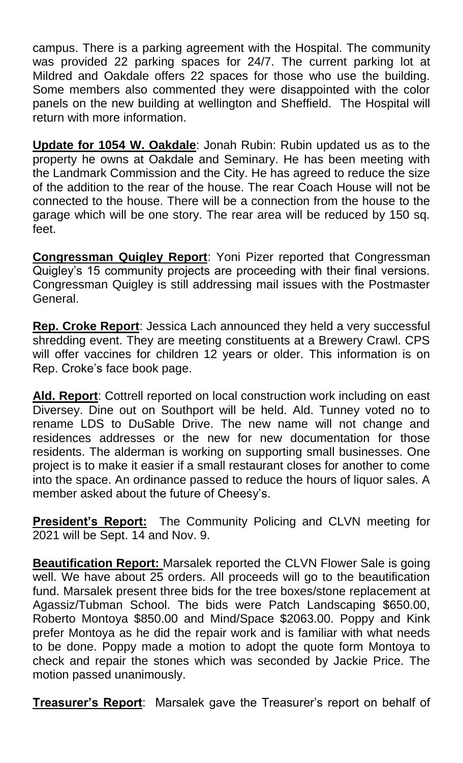campus. There is a parking agreement with the Hospital. The community was provided 22 parking spaces for 24/7. The current parking lot at Mildred and Oakdale offers 22 spaces for those who use the building. Some members also commented they were disappointed with the color panels on the new building at wellington and Sheffield. The Hospital will return with more information.

**Update for 1054 W. Oakdale**: Jonah Rubin: Rubin updated us as to the property he owns at Oakdale and Seminary. He has been meeting with the Landmark Commission and the City. He has agreed to reduce the size of the addition to the rear of the house. The rear Coach House will not be connected to the house. There will be a connection from the house to the garage which will be one story. The rear area will be reduced by 150 sq. feet.

**Congressman Quigley Report**: Yoni Pizer reported that Congressman Quigley's 15 community projects are proceeding with their final versions. Congressman Quigley is still addressing mail issues with the Postmaster General.

**Rep. Croke Report**: Jessica Lach announced they held a very successful shredding event. They are meeting constituents at a Brewery Crawl. CPS will offer vaccines for children 12 years or older. This information is on Rep. Croke's face book page.

**Ald. Report**: Cottrell reported on local construction work including on east Diversey. Dine out on Southport will be held. Ald. Tunney voted no to rename LDS to DuSable Drive. The new name will not change and residences addresses or the new for new documentation for those residents. The alderman is working on supporting small businesses. One project is to make it easier if a small restaurant closes for another to come into the space. An ordinance passed to reduce the hours of liquor sales. A member asked about the future of Cheesy's.

**President's Report:** The Community Policing and CLVN meeting for 2021 will be Sept. 14 and Nov. 9.

**Beautification Report:** Marsalek reported the CLVN Flower Sale is going well. We have about 25 orders. All proceeds will go to the beautification fund. Marsalek present three bids for the tree boxes/stone replacement at Agassiz/Tubman School. The bids were Patch Landscaping $650.00, Roberto Montoya $850.00 and Mind/Space $2063.00. Poppy and Kink prefer Montoya as he did the repair work and is familiar with what needs to be done. Poppy made a motion to adopt the quote form Montoya to check and repair the stones which was seconded by Jackie Price. The motion passed unanimously.

**Treasurer's Report**: Marsalek gave the Treasurer's report on behalf of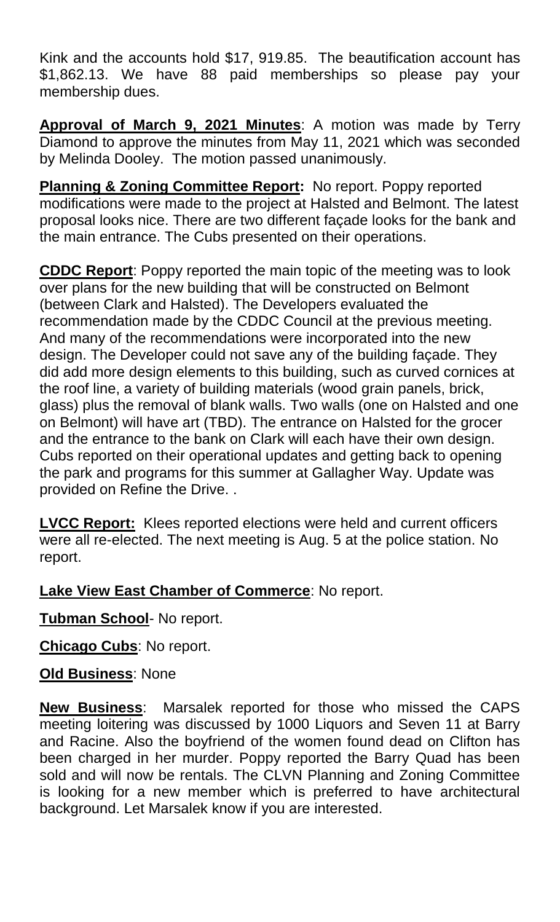Kink and the accounts hold $17, 919.85. The beautification account has $1,862.13. We have 88 paid memberships so please pay your membership dues.

**Approval of March 9, 2021 Minutes**: A motion was made by Terry Diamond to approve the minutes from May 11, 2021 which was seconded by Melinda Dooley. The motion passed unanimously.

**Planning & Zoning Committee Report:** No report. Poppy reported modifications were made to the project at Halsted and Belmont. The latest proposal looks nice. There are two different façade looks for the bank and the main entrance. The Cubs presented on their operations.

**CDDC Report**: Poppy reported the main topic of the meeting was to look over plans for the new building that will be constructed on Belmont (between Clark and Halsted). The Developers evaluated the recommendation made by the CDDC Council at the previous meeting. And many of the recommendations were incorporated into the new design. The Developer could not save any of the building façade. They did add more design elements to this building, such as curved cornices at the roof line, a variety of building materials (wood grain panels, brick, glass) plus the removal of blank walls. Two walls (one on Halsted and one on Belmont) will have art (TBD). The entrance on Halsted for the grocer and the entrance to the bank on Clark will each have their own design. Cubs reported on their operational updates and getting back to opening the park and programs for this summer at Gallagher Way. Update was provided on Refine the Drive. .

**LVCC Report:** Klees reported elections were held and current officers were all re-elected. The next meeting is Aug. 5 at the police station. No report.

**Lake View East Chamber of Commerce**: No report.

**Tubman School**- No report.

**Chicago Cubs**: No report.

**Old Business**: None

**New Business**: Marsalek reported for those who missed the CAPS meeting loitering was discussed by 1000 Liquors and Seven 11 at Barry and Racine. Also the boyfriend of the women found dead on Clifton has been charged in her murder. Poppy reported the Barry Quad has been sold and will now be rentals. The CLVN Planning and Zoning Committee is looking for a new member which is preferred to have architectural background. Let Marsalek know if you are interested.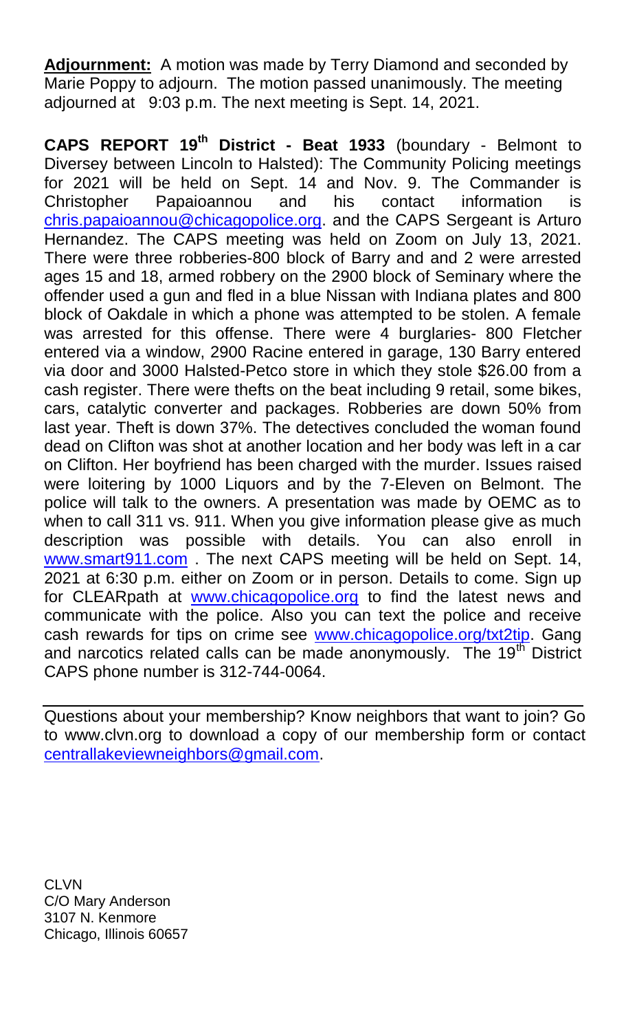**Adjournment:** A motion was made by Terry Diamond and seconded by Marie Poppy to adjourn. The motion passed unanimously. The meeting adjourned at 9:03 p.m. The next meeting is Sept. 14, 2021.

**CAPS REPORT 19th District - Beat 1933** (boundary - Belmont to Diversey between Lincoln to Halsted): The Community Policing meetings for 2021 will be held on Sept. 14 and Nov. 9. The Commander is Christopher Papaioannou and his contact information is chris.papaioannou@chicagopolice.org. and the CAPS Sergeant is Arturo Hernandez. The CAPS meeting was held on Zoom on July 13, 2021. There were three robberies-800 block of Barry and and 2 were arrested ages 15 and 18, armed robbery on the 2900 block of Seminary where the offender used a gun and fled in a blue Nissan with Indiana plates and 800 block of Oakdale in which a phone was attempted to be stolen. A female was arrested for this offense. There were 4 burglaries- 800 Fletcher entered via a window, 2900 Racine entered in garage, 130 Barry entered via door and 3000 Halsted-Petco store in which they stole $26.00 from a cash register. There were thefts on the beat including 9 retail, some bikes, cars, catalytic converter and packages. Robberies are down 50% from last year. Theft is down 37%. The detectives concluded the woman found dead on Clifton was shot at another location and her body was left in a car on Clifton. Her boyfriend has been charged with the murder. Issues raised were loitering by 1000 Liquors and by the 7-Eleven on Belmont. The police will talk to the owners. A presentation was made by OEMC as to when to call 311 vs. 911. When you give information please give as much description was possible with details. You can also enroll in www.smart911.com . The next CAPS meeting will be held on Sept. 14, 2021 at 6:30 p.m. either on Zoom or in person. Details to come. Sign up for CLEARpath at www.chicagopolice.org to find the latest news and communicate with the police. Also you can text the police and receive cash rewards for tips on crime see www.chicagopolice.org/txt2tip. Gang and narcotics related calls can be made anonymously. The 19th District CAPS phone number is 312-744-0064.

---

Questions about your membership? Know neighbors that want to join? Go to www.clvn.org to download a copy of our membership form or contact centrallakeviewneighbors@gmail.com.

CLVN
C/O Mary Anderson
3107 N. Kenmore
Chicago, Illinois 60657